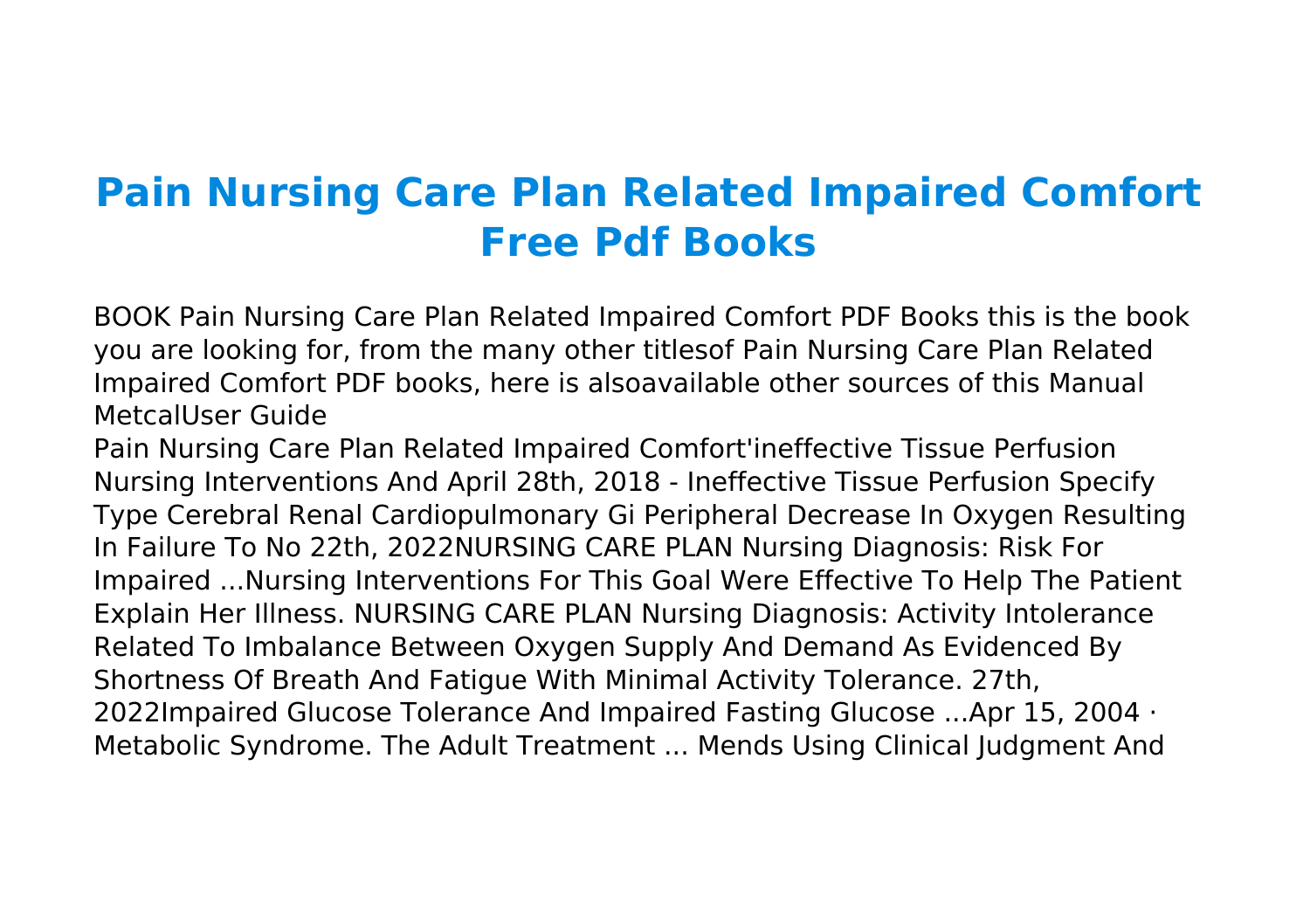# Pain Nursing Care Plan Related Impaired Comfort Free Pdf Books

BOOK Pain Nursing Care Plan Related Impaired Comfort PDF Books this is the book you are looking for, from the many other titlesof Pain Nursing Care Plan Related Impaired Comfort PDF books, here is alsoavailable other sources of this Manual MetcalUser Guide

Pain Nursing Care Plan Related Impaired Comfort'ineffective Tissue Perfusion Nursing Interventions And April 28th, 2018 - Ineffective Tissue Perfusion Specify Type Cerebral Renal Cardiopulmonary Gi Peripheral Decrease In Oxygen Resulting In Failure To No 22th, 2022NURSING CARE PLAN Nursing Diagnosis: Risk For Impaired ...Nursing Interventions For This Goal Were Effective To Help The Patient Explain Her Illness. NURSING CARE PLAN Nursing Diagnosis: Activity Intolerance Related To Imbalance Between Oxygen Supply And Demand As Evidenced By Shortness Of Breath And Fatigue With Minimal Activity Tolerance. 27th, 2022Impaired Glucose Tolerance And Impaired Fasting Glucose ...Apr 15, 2004 · Metabolic Syndrome. The Adult Treatment ... Mends Using Clinical Judgment And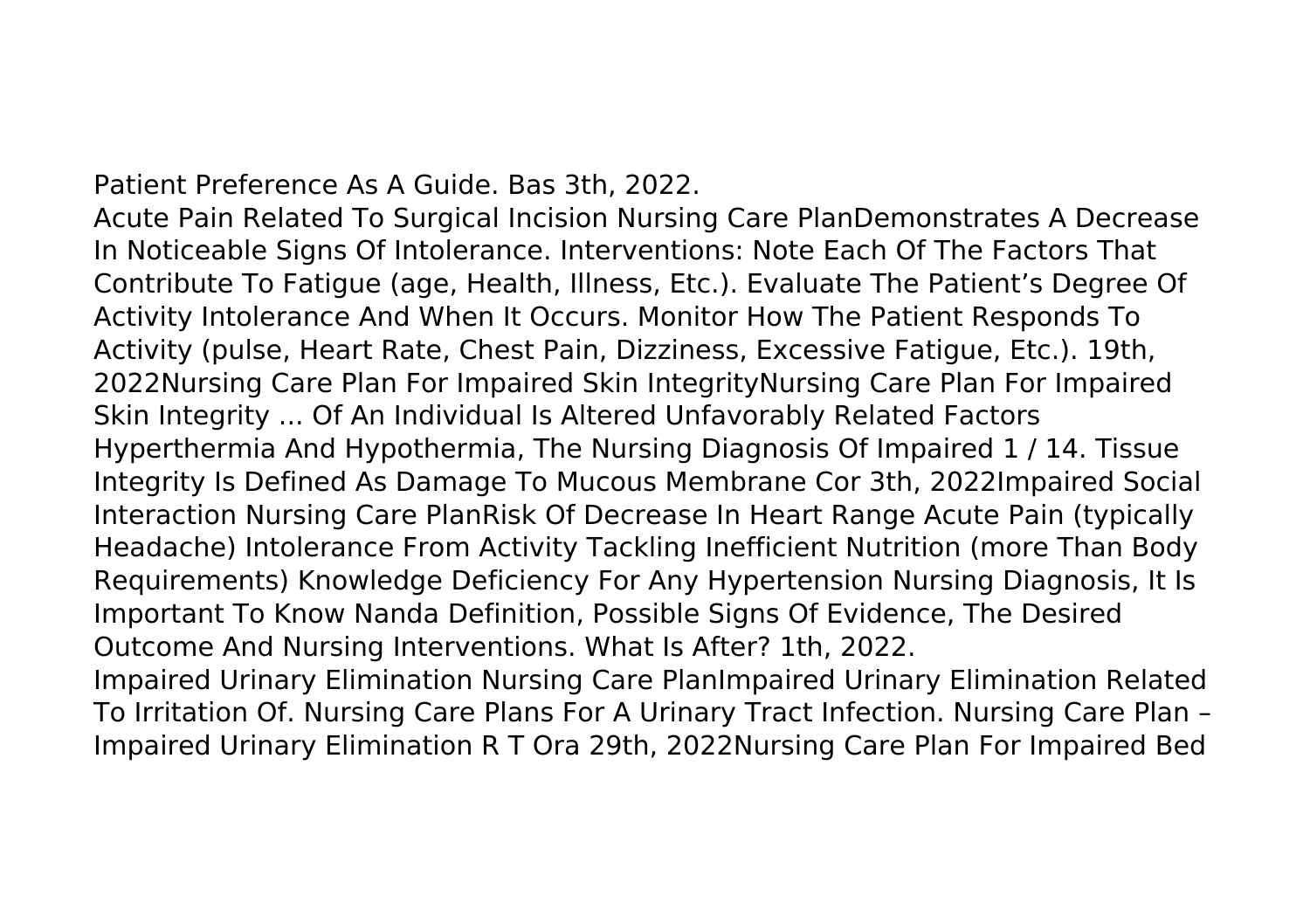Patient Preference As A Guide. Bas 3th, 2022.

Acute Pain Related To Surgical Incision Nursing Care PlanDemonstrates A Decrease In Noticeable Signs Of Intolerance. Interventions: Note Each Of The Factors That Contribute To Fatigue (age, Health, Illness, Etc.). Evaluate The Patient's Degree Of Activity Intolerance And When It Occurs. Monitor How The Patient Responds To Activity (pulse, Heart Rate, Chest Pain, Dizziness, Excessive Fatigue, Etc.). 19th, 2022Nursing Care Plan For Impaired Skin IntegrityNursing Care Plan For Impaired Skin Integrity ... Of An Individual Is Altered Unfavorably Related Factors Hyperthermia And Hypothermia, The Nursing Diagnosis Of Impaired 1 / 14. Tissue Integrity Is Defined As Damage To Mucous Membrane Cor 3th, 2022Impaired Social Interaction Nursing Care PlanRisk Of Decrease In Heart Range Acute Pain (typically Headache) Intolerance From Activity Tackling Inefficient Nutrition (more Than Body Requirements) Knowledge Deficiency For Any Hypertension Nursing Diagnosis, It Is Important To Know Nanda Definition, Possible Signs Of Evidence, The Desired Outcome And Nursing Interventions. What Is After? 1th, 2022.

Impaired Urinary Elimination Nursing Care PlanImpaired Urinary Elimination Related To Irritation Of. Nursing Care Plans For A Urinary Tract Infection. Nursing Care Plan – Impaired Urinary Elimination R T Ora 29th, 2022Nursing Care Plan For Impaired Bed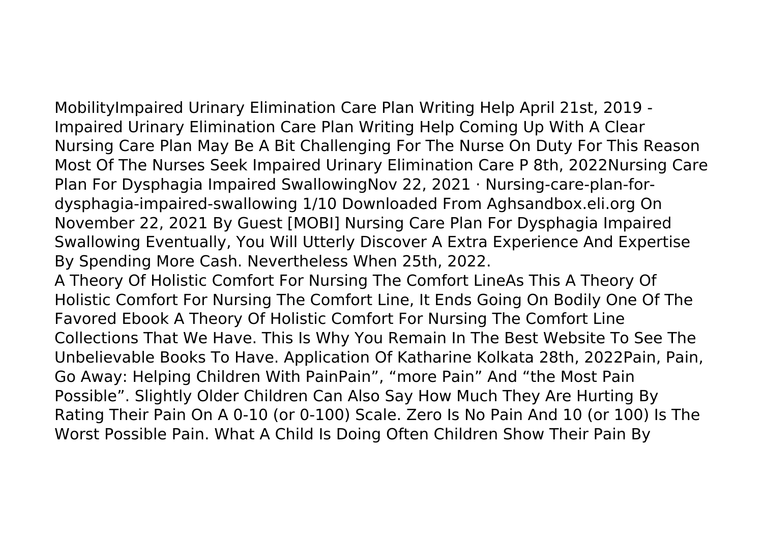MobilityImpaired Urinary Elimination Care Plan Writing Help April 21st, 2019 - Impaired Urinary Elimination Care Plan Writing Help Coming Up With A Clear Nursing Care Plan May Be A Bit Challenging For The Nurse On Duty For This Reason Most Of The Nurses Seek Impaired Urinary Elimination Care P 8th, 2022Nursing Care Plan For Dysphagia Impaired SwallowingNov 22, 2021 · Nursing-care-plan-for-dysphagia-impaired-swallowing 1/10 Downloaded From Aghsandbox.eli.org On November 22, 2021 By Guest [MOBI] Nursing Care Plan For Dysphagia Impaired Swallowing Eventually, You Will Utterly Discover A Extra Experience And Expertise By Spending More Cash. Nevertheless When 25th, 2022.

A Theory Of Holistic Comfort For Nursing The Comfort LineAs This A Theory Of Holistic Comfort For Nursing The Comfort Line, It Ends Going On Bodily One Of The Favored Ebook A Theory Of Holistic Comfort For Nursing The Comfort Line Collections That We Have. This Is Why You Remain In The Best Website To See The Unbelievable Books To Have. Application Of Katharine Kolkata 28th, 2022Pain, Pain, Go Away: Helping Children With PainPain", "more Pain" And "the Most Pain Possible". Slightly Older Children Can Also Say How Much They Are Hurting By Rating Their Pain On A 0-10 (or 0-100) Scale. Zero Is No Pain And 10 (or 100) Is The Worst Possible Pain. What A Child Is Doing Often Children Show Their Pain By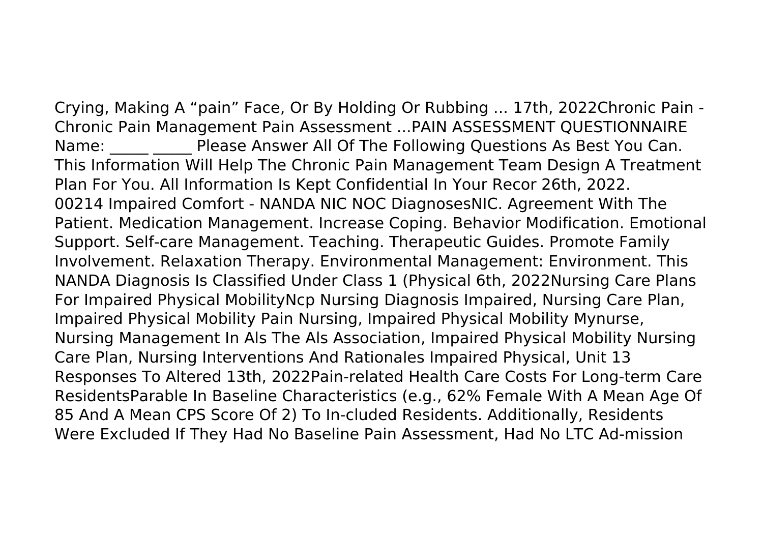Crying, Making A “pain” Face, Or By Holding Or Rubbing ... 17th, 2022Chronic Pain - Chronic Pain Management Pain Assessment ...PAIN ASSESSMENT QUESTIONNAIRE Name: _____ _____ Please Answer All Of The Following Questions As Best You Can. This Information Will Help The Chronic Pain Management Team Design A Treatment Plan For You. All Information Is Kept Confidential In Your Recor 26th, 2022.
00214 Impaired Comfort - NANDA NIC NOC DiagnosesNIC. Agreement With The Patient. Medication Management. Increase Coping. Behavior Modification. Emotional Support. Self-care Management. Teaching. Therapeutic Guides. Promote Family Involvement. Relaxation Therapy. Environmental Management: Environment. This NANDA Diagnosis Is Classified Under Class 1 (Physical 6th, 2022Nursing Care Plans For Impaired Physical MobilityNcp Nursing Diagnosis Impaired, Nursing Care Plan, Impaired Physical Mobility Pain Nursing, Impaired Physical Mobility Mynurse, Nursing Management In Als The Als Association, Impaired Physical Mobility Nursing Care Plan, Nursing Interventions And Rationales Impaired Physical, Unit 13 Responses To Altered 13th, 2022Pain-related Health Care Costs For Long-term Care ResidentsParable In Baseline Characteristics (e.g., 62% Female With A Mean Age Of 85 And A Mean CPS Score Of 2) To In-cluded Residents. Additionally, Residents Were Excluded If They Had No Baseline Pain Assessment, Had No LTC Ad-mission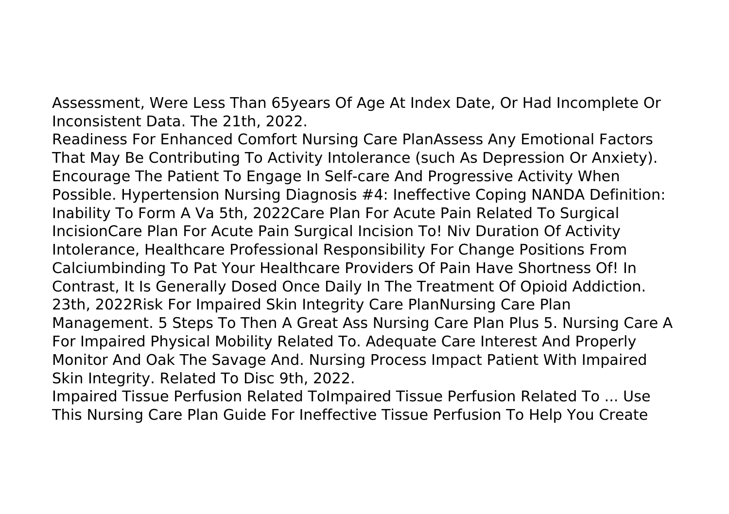Assessment, Were Less Than 65years Of Age At Index Date, Or Had Incomplete Or Inconsistent Data. The 21th, 2022.

Readiness For Enhanced Comfort Nursing Care PlanAssess Any Emotional Factors That May Be Contributing To Activity Intolerance (such As Depression Or Anxiety). Encourage The Patient To Engage In Self-care And Progressive Activity When Possible. Hypertension Nursing Diagnosis #4: Ineffective Coping NANDA Definition: Inability To Form A Va 5th, 2022Care Plan For Acute Pain Related To Surgical IncisionCare Plan For Acute Pain Surgical Incision To! Niv Duration Of Activity Intolerance, Healthcare Professional Responsibility For Change Positions From Calciumbinding To Pat Your Healthcare Providers Of Pain Have Shortness Of! In Contrast, It Is Generally Dosed Once Daily In The Treatment Of Opioid Addiction. 23th, 2022Risk For Impaired Skin Integrity Care PlanNursing Care Plan Management. 5 Steps To Then A Great Ass Nursing Care Plan Plus 5. Nursing Care A For Impaired Physical Mobility Related To. Adequate Care Interest And Properly Monitor And Oak The Savage And. Nursing Process Impact Patient With Impaired Skin Integrity. Related To Disc 9th, 2022.

Impaired Tissue Perfusion Related ToImpaired Tissue Perfusion Related To ... Use This Nursing Care Plan Guide For Ineffective Tissue Perfusion To Help You Create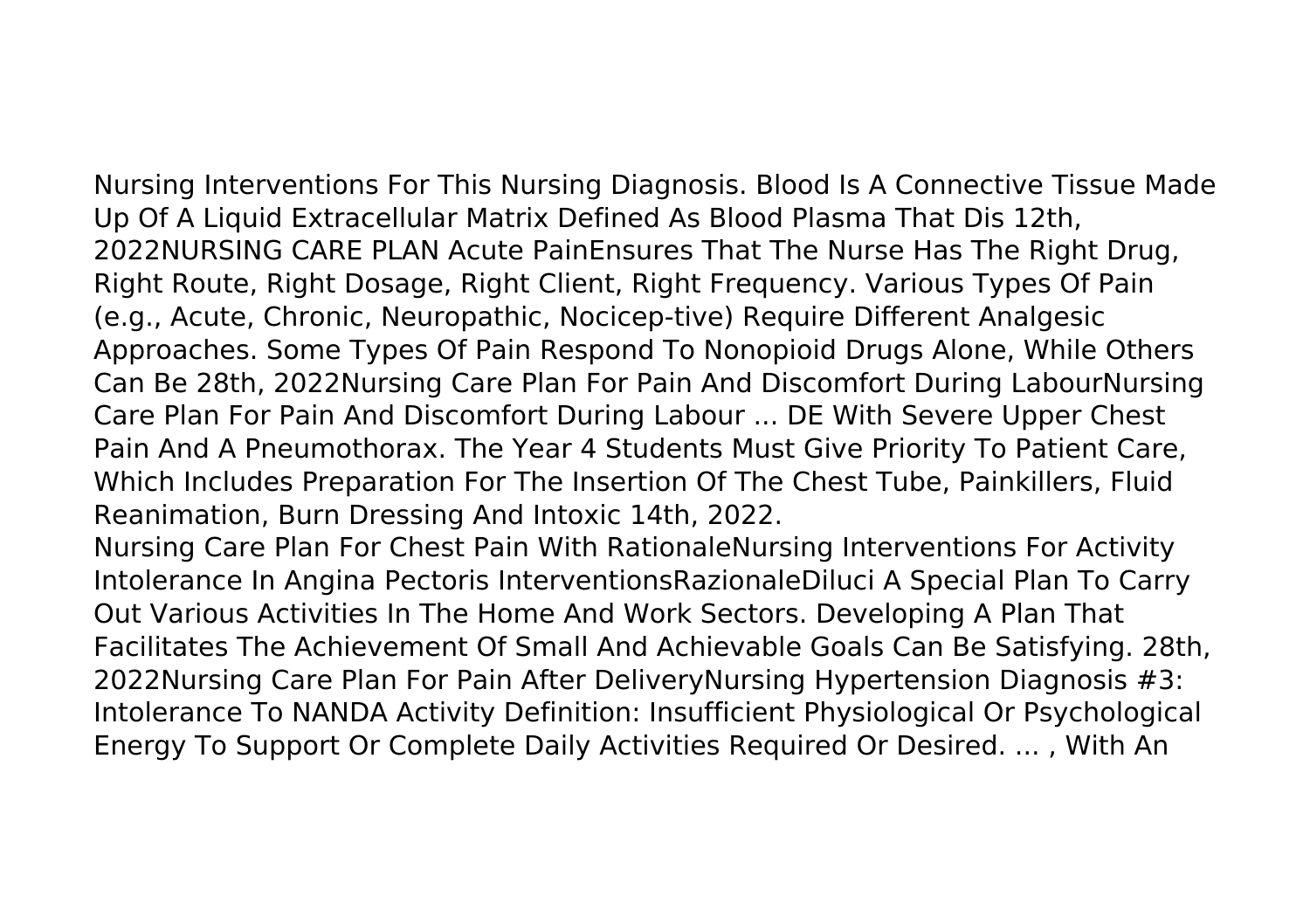Nursing Interventions For This Nursing Diagnosis. Blood Is A Connective Tissue Made Up Of A Liquid Extracellular Matrix Defined As Blood Plasma That Dis 12th, 2022NURSING CARE PLAN Acute PainEnsures That The Nurse Has The Right Drug, Right Route, Right Dosage, Right Client, Right Frequency. Various Types Of Pain (e.g., Acute, Chronic, Neuropathic, Nocicep-tive) Require Different Analgesic Approaches. Some Types Of Pain Respond To Nonopioid Drugs Alone, While Others Can Be 28th, 2022Nursing Care Plan For Pain And Discomfort During LabourNursing Care Plan For Pain And Discomfort During Labour ... DE With Severe Upper Chest Pain And A Pneumothorax. The Year 4 Students Must Give Priority To Patient Care, Which Includes Preparation For The Insertion Of The Chest Tube, Painkillers, Fluid Reanimation, Burn Dressing And Intoxic 14th, 2022.

Nursing Care Plan For Chest Pain With RationaleNursing Interventions For Activity Intolerance In Angina Pectoris InterventionsRazionaleDiluci A Special Plan To Carry Out Various Activities In The Home And Work Sectors. Developing A Plan That Facilitates The Achievement Of Small And Achievable Goals Can Be Satisfying. 28th, 2022Nursing Care Plan For Pain After DeliveryNursing Hypertension Diagnosis #3: Intolerance To NANDA Activity Definition: Insufficient Physiological Or Psychological Energy To Support Or Complete Daily Activities Required Or Desired. ... , With An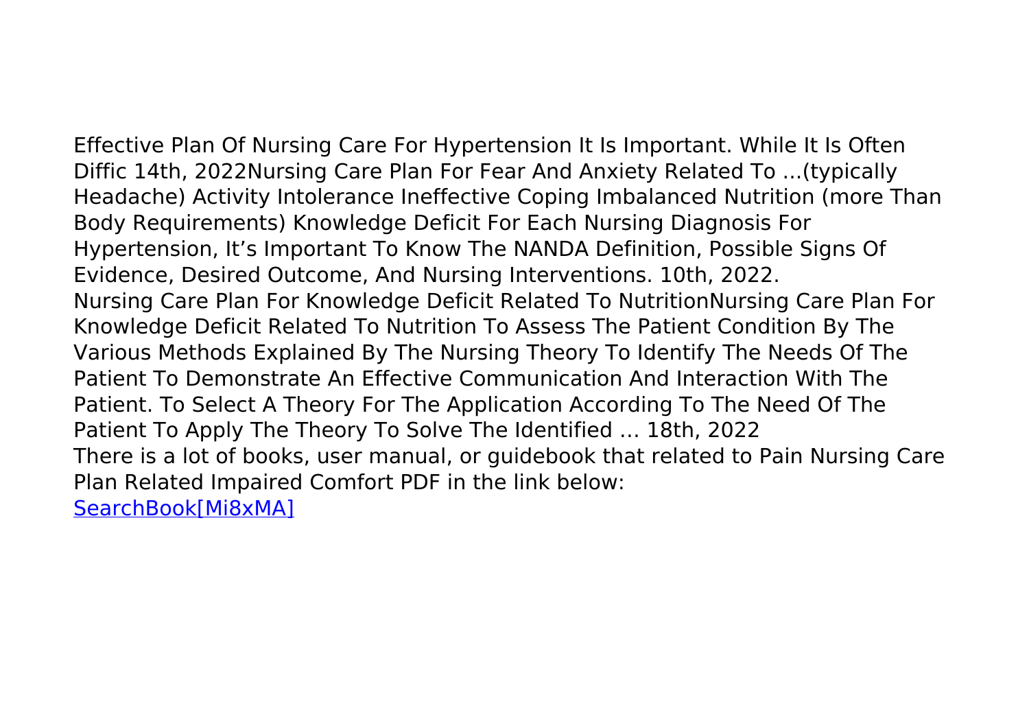Effective Plan Of Nursing Care For Hypertension It Is Important. While It Is Often Diffic 14th, 2022Nursing Care Plan For Fear And Anxiety Related To ...(typically Headache) Activity Intolerance Ineffective Coping Imbalanced Nutrition (more Than Body Requirements) Knowledge Deficit For Each Nursing Diagnosis For Hypertension, It's Important To Know The NANDA Definition, Possible Signs Of Evidence, Desired Outcome, And Nursing Interventions. 10th, 2022.
Nursing Care Plan For Knowledge Deficit Related To NutritionNursing Care Plan For Knowledge Deficit Related To Nutrition To Assess The Patient Condition By The Various Methods Explained By The Nursing Theory To Identify The Needs Of The Patient To Demonstrate An Effective Communication And Interaction With The Patient. To Select A Theory For The Application According To The Need Of The Patient To Apply The Theory To Solve The Identified … 18th, 2022
There is a lot of books, user manual, or guidebook that related to Pain Nursing Care Plan Related Impaired Comfort PDF in the link below:
SearchBook[Mi8xMA]